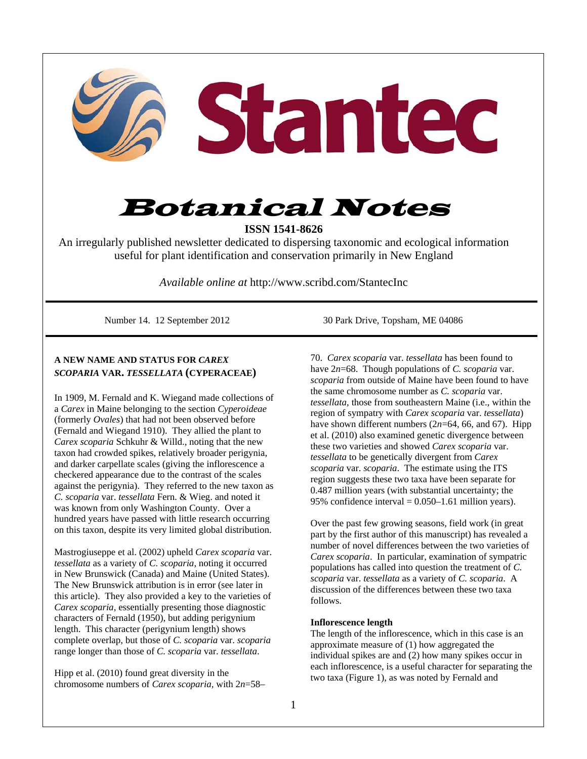# Botanical Notes

**ISSN 1541-8626**

An irregularly published newsletter dedicated to dispersing taxonomic and ecological information useful for plant identification and conservation primarily in New England

*Available online at* http://www.scribd.com/StantecInc

Number 14. 12 September 2012 — 30 Park Drive, Topsham, ME 04086

## A NEW NAME AND STATUS FOR *CAREX SCOPARIA* VAR. *TESSELLATA* (CYPERACEAE)

In 1909, M. Fernald and K. Wiegand made collections of a *Carex* in Maine belonging to the section *Cyperoideae* (formerly *Ovales*) that had not been observed before (Fernald and Wiegand 1910). They allied the plant to *Carex scoparia* Schkuhr & Willd., noting that the new taxon had crowded spikes, relatively broader perigynia, and darker carpellate scales (giving the inflorescence a checkered appearance due to the contrast of the scales against the perigynia). They referred to the new taxon as *C. scoparia* var. *tessellata* Fern. & Wieg. and noted it was known from only Washington County. Over a hundred years have passed with little research occurring on this taxon, despite its very limited global distribution.

Mastrogiuseppe et al. (2002) upheld *Carex scoparia* var. *tessellata* as a variety of *C. scoparia*, noting it occurred in New Brunswick (Canada) and Maine (United States). The New Brunswick attribution is in error (see later in this article). They also provided a key to the varieties of *Carex scoparia*, essentially presenting those diagnostic characters of Fernald (1950), but adding perigynium length. This character (perigynium length) shows complete overlap, but those of *C. scoparia* var. *scoparia* range longer than those of *C. scoparia* var. *tessellata*.

Hipp et al. (2010) found great diversity in the chromosome numbers of *Carex scoparia*, with $2n$=58–70. *Carex scoparia* var. *tessellata* has been found to have $2n$=68. Though populations of *C. scoparia* var. *scoparia* from outside of Maine have been found to have the same chromosome number as *C. scoparia* var. *tessellata*, those from southeastern Maine (i.e., within the region of sympatry with *Carex scoparia* var. *tessellata*) have shown different numbers ($2n$=64, 66, and 67). Hipp et al. (2010) also examined genetic divergence between these two varieties and showed *Carex scoparia* var. *tessellata* to be genetically divergent from *Carex scoparia* var. *scoparia*. The estimate using the ITS region suggests these two taxa have been separate for 0.487 million years (with substantial uncertainty; the 95% confidence interval = 0.050–1.61 million years).

Over the past few growing seasons, field work (in great part by the first author of this manuscript) has revealed a number of novel differences between the two varieties of *Carex scoparia*. In particular, examination of sympatric populations has called into question the treatment of *C. scoparia* var. *tessellata* as a variety of *C. scoparia*. A discussion of the differences between these two taxa follows.

**Inflorescence length**

The length of the inflorescence, which in this case is an approximate measure of (1) how aggregated the individual spikes are and (2) how many spikes occur in each inflorescence, is a useful character for separating the two taxa (Figure 1), as was noted by Fernald and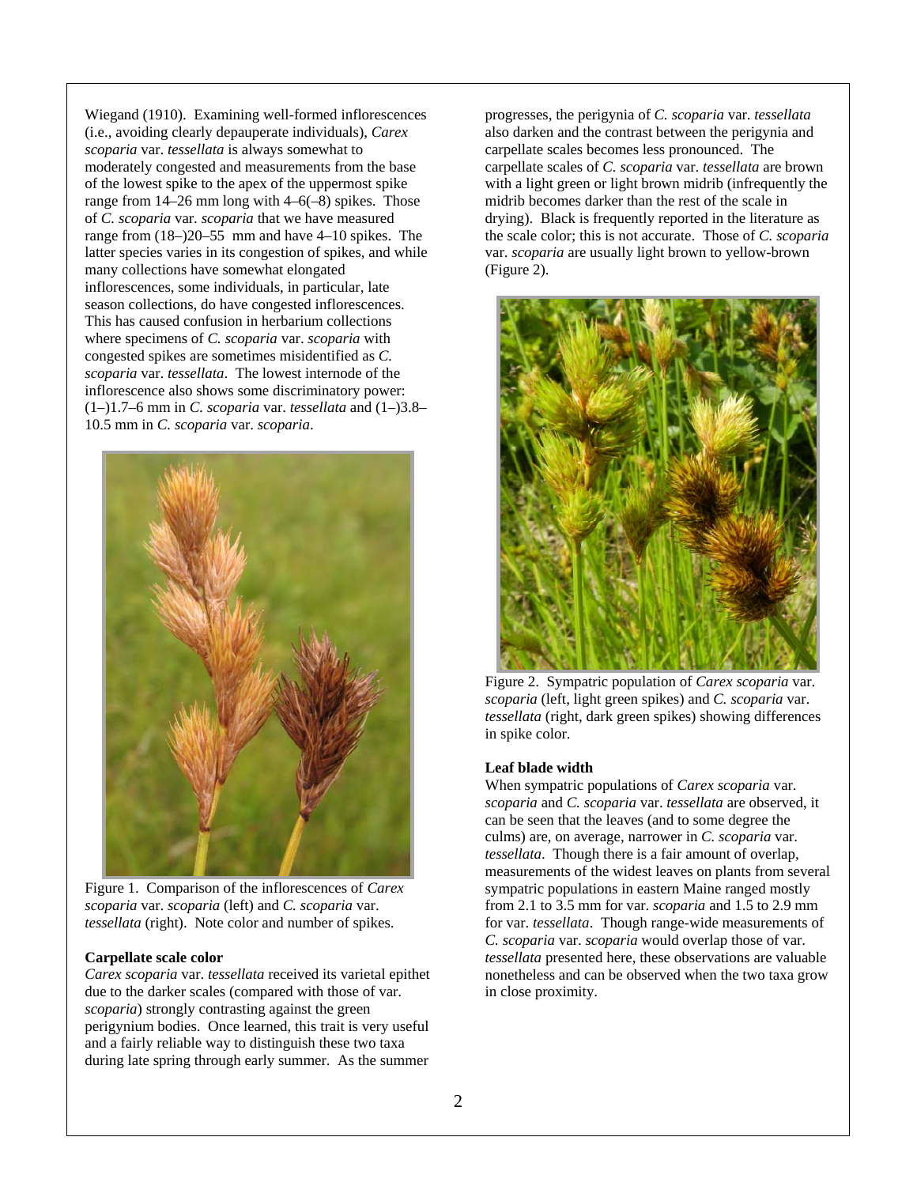Wiegand (1910). Examining well-formed inflorescences (i.e., avoiding clearly depauperate individuals), *Carex scoparia* var. *tessellata* is always somewhat to moderately congested and measurements from the base of the lowest spike to the apex of the uppermost spike range from 14–26 mm long with 4–6(–8) spikes. Those of *C. scoparia* var. *scoparia* that we have measured range from (18–)20–55 mm and have 4–10 spikes. The latter species varies in its congestion of spikes, and while many collections have somewhat elongated inflorescences, some individuals, in particular, late season collections, do have congested inflorescences. This has caused confusion in herbarium collections where specimens of *C. scoparia* var. *scoparia* with congested spikes are sometimes misidentified as *C. scoparia* var. *tessellata*. The lowest internode of the inflorescence also shows some discriminatory power: (1–)1.7–6 mm in *C. scoparia* var. *tessellata* and (1–)3.8–10.5 mm in *C. scoparia* var. *scoparia*.

Figure 1. Comparison of the inflorescences of *Carex scoparia* var. *scoparia* (left) and *C. scoparia* var. *tessellata* (right). Note color and number of spikes.

**Carpellate scale color**

*Carex scoparia* var. *tessellata* received its varietal epithet due to the darker scales (compared with those of var. *scoparia*) strongly contrasting against the green perigynium bodies. Once learned, this trait is very useful and a fairly reliable way to distinguish these two taxa during late spring through early summer. As the summer progresses, the perigynia of *C. scoparia* var. *tessellata* also darken and the contrast between the perigynia and carpellate scales becomes less pronounced. The carpellate scales of *C. scoparia* var. *tessellata* are brown with a light green or light brown midrib (infrequently the midrib becomes darker than the rest of the scale in drying). Black is frequently reported in the literature as the scale color; this is not accurate. Those of *C. scoparia* var. *scoparia* are usually light brown to yellow-brown (Figure 2).

Figure 2. Sympatric population of *Carex scoparia* var. *scoparia* (left, light green spikes) and *C. scoparia* var. *tessellata* (right, dark green spikes) showing differences in spike color.

**Leaf blade width**

When sympatric populations of *Carex scoparia* var. *scoparia* and *C. scoparia* var. *tessellata* are observed, it can be seen that the leaves (and to some degree the culms) are, on average, narrower in *C. scoparia* var. *tessellata*. Though there is a fair amount of overlap, measurements of the widest leaves on plants from several sympatric populations in eastern Maine ranged mostly from 2.1 to 3.5 mm for var. *scoparia* and 1.5 to 2.9 mm for var. *tessellata*. Though range-wide measurements of *C. scoparia* var. *scoparia* would overlap those of var. *tessellata* presented here, these observations are valuable nonetheless and can be observed when the two taxa grow in close proximity.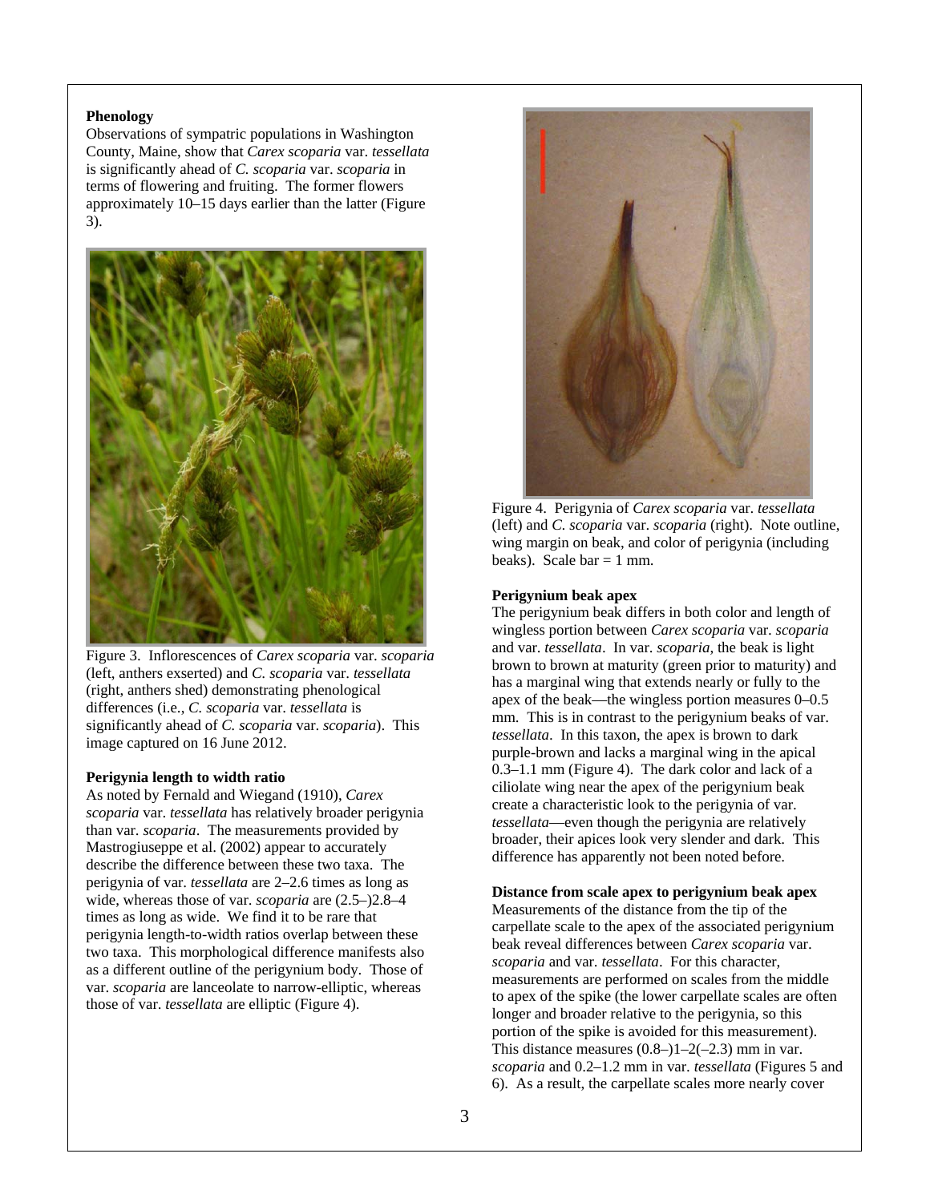**Phenology**

Observations of sympatric populations in Washington County, Maine, show that *Carex scoparia* var. *tessellata* is significantly ahead of *C. scoparia* var. *scoparia* in terms of flowering and fruiting. The former flowers approximately 10–15 days earlier than the latter (Figure 3).

Figure 3. Inflorescences of *Carex scoparia* var. *scoparia* (left, anthers exserted) and *C. scoparia* var. *tessellata* (right, anthers shed) demonstrating phenological differences (i.e., *C. scoparia* var. *tessellata* is significantly ahead of *C. scoparia* var. *scoparia*). This image captured on 16 June 2012.

**Perigynia length to width ratio**

As noted by Fernald and Wiegand (1910), *Carex scoparia* var. *tessellata* has relatively broader perigynia than var. *scoparia*. The measurements provided by Mastrogiuseppe et al. (2002) appear to accurately describe the difference between these two taxa. The perigynia of var. *tessellata* are 2–2.6 times as long as wide, whereas those of var. *scoparia* are (2.5–)2.8–4 times as long as wide. We find it to be rare that perigynia length-to-width ratios overlap between these two taxa. This morphological difference manifests also as a different outline of the perigynium body. Those of var. *scoparia* are lanceolate to narrow-elliptic, whereas those of var. *tessellata* are elliptic (Figure 4).

Figure 4. Perigynia of *Carex scoparia* var. *tessellata* (left) and *C. scoparia* var. *scoparia* (right). Note outline, wing margin on beak, and color of perigynia (including beaks). Scale bar = 1 mm.

**Perigynium beak apex**

The perigynium beak differs in both color and length of wingless portion between *Carex scoparia* var. *scoparia* and var. *tessellata*. In var. *scoparia*, the beak is light brown to brown at maturity (green prior to maturity) and has a marginal wing that extends nearly or fully to the apex of the beak—the wingless portion measures 0–0.5 mm. This is in contrast to the perigynium beaks of var. *tessellata*. In this taxon, the apex is brown to dark purple-brown and lacks a marginal wing in the apical 0.3–1.1 mm (Figure 4). The dark color and lack of a ciliolate wing near the apex of the perigynium beak create a characteristic look to the perigynia of var. *tessellata*—even though the perigynia are relatively broader, their apices look very slender and dark. This difference has apparently not been noted before.

**Distance from scale apex to perigynium beak apex**

Measurements of the distance from the tip of the carpellate scale to the apex of the associated perigynium beak reveal differences between *Carex scoparia* var. *scoparia* and var. *tessellata*. For this character, measurements are performed on scales from the middle to apex of the spike (the lower carpellate scales are often longer and broader relative to the perigynia, so this portion of the spike is avoided for this measurement). This distance measures (0.8–)1–2(–2.3) mm in var. *scoparia* and 0.2–1.2 mm in var. *tessellata* (Figures 5 and 6). As a result, the carpellate scales more nearly cover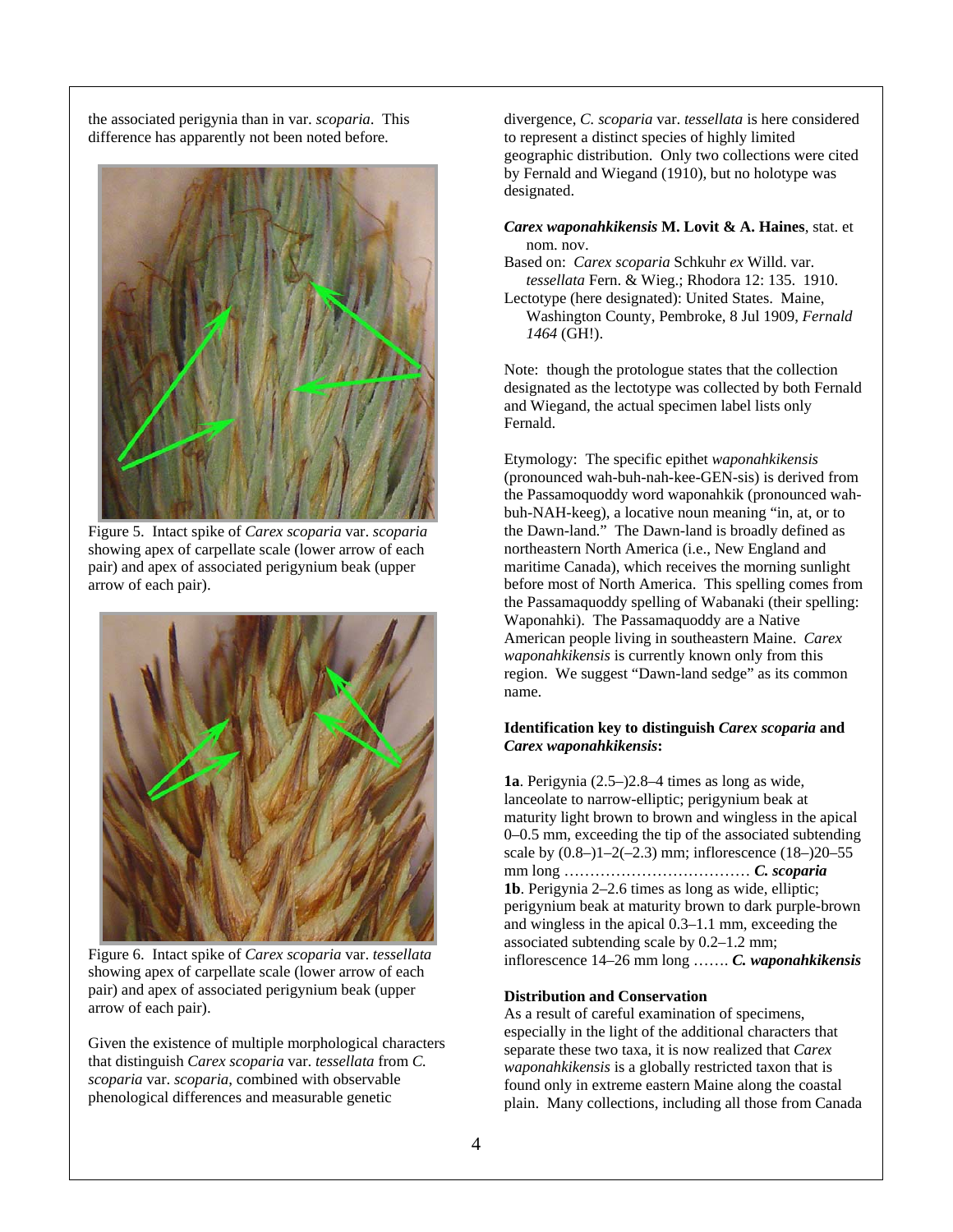the associated perigynia than in var. *scoparia*. This difference has apparently not been noted before.

Figure 5. Intact spike of *Carex scoparia* var. *scoparia* showing apex of carpellate scale (lower arrow of each pair) and apex of associated perigynium beak (upper arrow of each pair).

Figure 6. Intact spike of *Carex scoparia* var. *tessellata* showing apex of carpellate scale (lower arrow of each pair) and apex of associated perigynium beak (upper arrow of each pair).

Given the existence of multiple morphological characters that distinguish *Carex scoparia* var. *tessellata* from *C. scoparia* var. *scoparia*, combined with observable phenological differences and measurable genetic divergence, *C. scoparia* var. *tessellata* is here considered to represent a distinct species of highly limited geographic distribution. Only two collections were cited by Fernald and Wiegand (1910), but no holotype was designated.

***Carex waponahkikensis*** **M. Lovit & A. Haines**, stat. et nom. nov.

Based on: *Carex scoparia* Schkuhr *ex* Willd. var. *tessellata* Fern. & Wieg.; Rhodora 12: 135. 1910.

Lectotype (here designated): United States. Maine, Washington County, Pembroke, 8 Jul 1909, *Fernald 1464* (GH!).

Note: though the protologue states that the collection designated as the lectotype was collected by both Fernald and Wiegand, the actual specimen label lists only Fernald.

Etymology: The specific epithet *waponahkikensis* (pronounced wah-buh-nah-kee-GEN-sis) is derived from the Passamoquoddy word waponahkik (pronounced wah-buh-NAH-keeg), a locative noun meaning "in, at, or to the Dawn-land." The Dawn-land is broadly defined as northeastern North America (i.e., New England and maritime Canada), which receives the morning sunlight before most of North America. This spelling comes from the Passamaquoddy spelling of Wabanaki (their spelling: Waponahki). The Passamaquoddy are a Native American people living in southeastern Maine. *Carex waponahkikensis* is currently known only from this region. We suggest "Dawn-land sedge" as its common name.

**Identification key to distinguish *Carex scoparia* and *Carex waponahkikensis*:**

**1a**. Perigynia (2.5–)2.8–4 times as long as wide, lanceolate to narrow-elliptic; perigynium beak at maturity light brown to brown and wingless in the apical 0–0.5 mm, exceeding the tip of the associated subtending scale by (0.8–)1–2(–2.3) mm; inflorescence (18–)20–55 mm long ……………………………… ***C. scoparia***

**1b**. Perigynia 2–2.6 times as long as wide, elliptic; perigynium beak at maturity brown to dark purple-brown and wingless in the apical 0.3–1.1 mm, exceeding the associated subtending scale by 0.2–1.2 mm; inflorescence 14–26 mm long ……. ***C. waponahkikensis***

**Distribution and Conservation**

As a result of careful examination of specimens, especially in the light of the additional characters that separate these two taxa, it is now realized that *Carex waponahkikensis* is a globally restricted taxon that is found only in extreme eastern Maine along the coastal plain. Many collections, including all those from Canada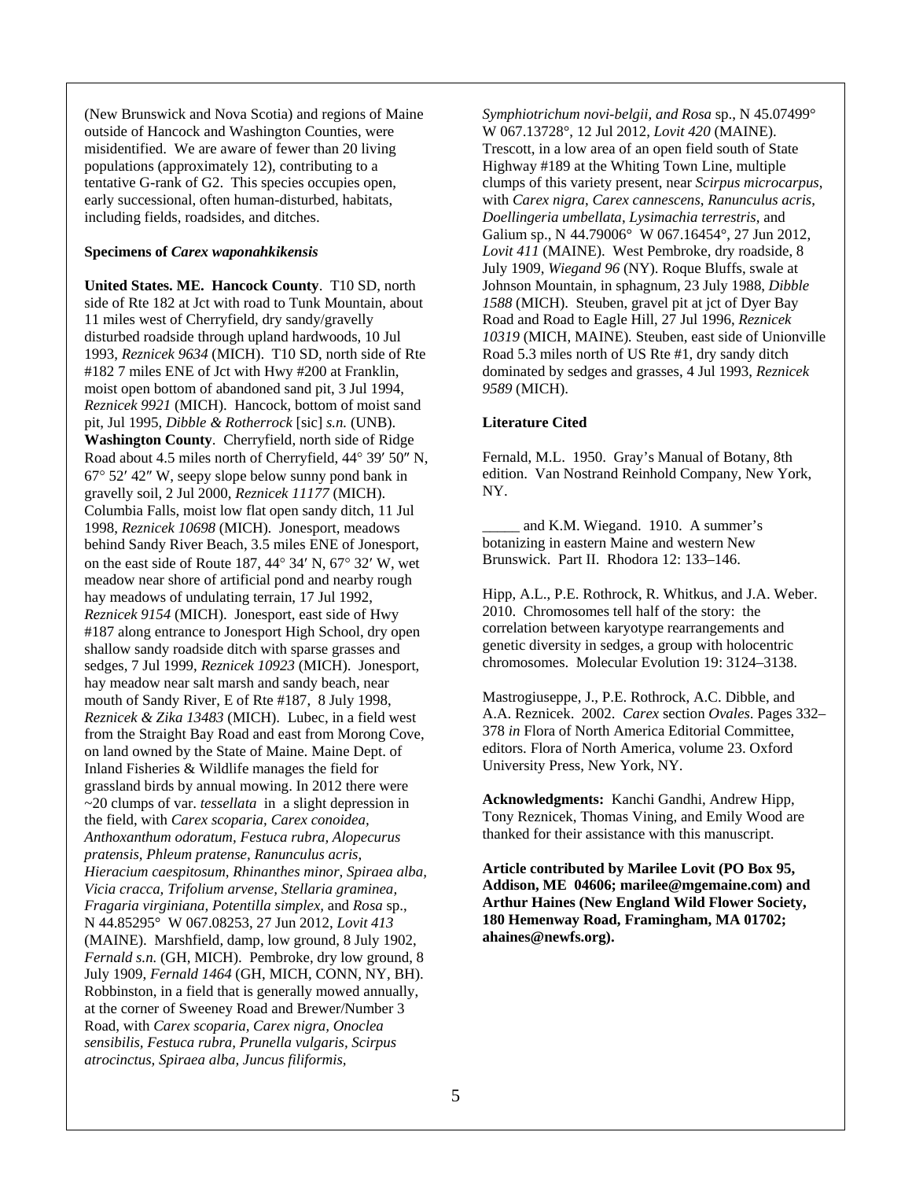(New Brunswick and Nova Scotia) and regions of Maine outside of Hancock and Washington Counties, were misidentified. We are aware of fewer than 20 living populations (approximately 12), contributing to a tentative G-rank of G2. This species occupies open, early successional, often human-disturbed, habitats, including fields, roadsides, and ditches.

**Specimens of *Carex waponahkikensis***

**United States. ME. Hancock County**. T10 SD, north side of Rte 182 at Jct with road to Tunk Mountain, about 11 miles west of Cherryfield, dry sandy/gravelly disturbed roadside through upland hardwoods, 10 Jul 1993, *Reznicek 9634* (MICH). T10 SD, north side of Rte #182 7 miles ENE of Jct with Hwy #200 at Franklin, moist open bottom of abandoned sand pit, 3 Jul 1994, *Reznicek 9921* (MICH). Hancock, bottom of moist sand pit, Jul 1995, *Dibble & Rotherrock* [sic] *s.n.* (UNB). **Washington County**. Cherryfield, north side of Ridge Road about 4.5 miles north of Cherryfield, 44° 39′ 50″ N, 67° 52′ 42″ W, seepy slope below sunny pond bank in gravelly soil, 2 Jul 2000, *Reznicek 11177* (MICH). Columbia Falls, moist low flat open sandy ditch, 11 Jul 1998, *Reznicek 10698* (MICH). Jonesport, meadows behind Sandy River Beach, 3.5 miles ENE of Jonesport, on the east side of Route 187, 44° 34′ N, 67° 32′ W, wet meadow near shore of artificial pond and nearby rough hay meadows of undulating terrain, 17 Jul 1992, *Reznicek 9154* (MICH). Jonesport, east side of Hwy #187 along entrance to Jonesport High School, dry open shallow sandy roadside ditch with sparse grasses and sedges, 7 Jul 1999, *Reznicek 10923* (MICH). Jonesport, hay meadow near salt marsh and sandy beach, near mouth of Sandy River, E of Rte #187, 8 July 1998, *Reznicek & Zika 13483* (MICH). Lubec, in a field west from the Straight Bay Road and east from Morong Cove, on land owned by the State of Maine. Maine Dept. of Inland Fisheries & Wildlife manages the field for grassland birds by annual mowing. In 2012 there were ~20 clumps of var. *tessellata* in a slight depression in the field, with *Carex scoparia, Carex conoidea, Anthoxanthum odoratum, Festuca rubra, Alopecurus pratensis, Phleum pratense, Ranunculus acris, Hieracium caespitosum, Rhinanthes minor, Spiraea alba, Vicia cracca, Trifolium arvense, Stellaria graminea, Fragaria virginiana, Potentilla simplex,* and *Rosa* sp., N 44.85295° W 067.08253, 27 Jun 2012, *Lovit 413* (MAINE). Marshfield, damp, low ground, 8 July 1902, *Fernald s.n.* (GH, MICH). Pembroke, dry low ground, 8 July 1909, *Fernald 1464* (GH, MICH, CONN, NY, BH). Robbinston, in a field that is generally mowed annually, at the corner of Sweeney Road and Brewer/Number 3 Road, with *Carex scoparia, Carex nigra, Onoclea sensibilis, Festuca rubra, Prunella vulgaris, Scirpus atrocinctus, Spiraea alba, Juncus filiformis, Symphiotrichum novi-belgii, and Rosa* sp., N 45.07499° W 067.13728°, 12 Jul 2012, *Lovit 420* (MAINE). Trescott, in a low area of an open field south of State Highway #189 at the Whiting Town Line, multiple clumps of this variety present, near *Scirpus microcarpus*, with *Carex nigra*, *Carex cannescens*, *Ranunculus acris*, *Doellingeria umbellata*, *Lysimachia terrestris*, and Galium sp., N 44.79006° W 067.16454°, 27 Jun 2012, *Lovit 411* (MAINE). West Pembroke, dry roadside, 8 July 1909, *Wiegand 96* (NY). Roque Bluffs, swale at Johnson Mountain, in sphagnum, 23 July 1988, *Dibble 1588* (MICH). Steuben, gravel pit at jct of Dyer Bay Road and Road to Eagle Hill, 27 Jul 1996, *Reznicek 10319* (MICH, MAINE). Steuben, east side of Unionville Road 5.3 miles north of US Rte #1, dry sandy ditch dominated by sedges and grasses, 4 Jul 1993, *Reznicek 9589* (MICH).

**Literature Cited**

Fernald, M.L. 1950. Gray's Manual of Botany, 8th edition. Van Nostrand Reinhold Company, New York, NY.

_____ and K.M. Wiegand. 1910. A summer's botanizing in eastern Maine and western New Brunswick. Part II. Rhodora 12: 133–146.

Hipp, A.L., P.E. Rothrock, R. Whitkus, and J.A. Weber. 2010. Chromosomes tell half of the story: the correlation between karyotype rearrangements and genetic diversity in sedges, a group with holocentric chromosomes. Molecular Evolution 19: 3124–3138.

Mastrogiuseppe, J., P.E. Rothrock, A.C. Dibble, and A.A. Reznicek. 2002. *Carex* section *Ovales*. Pages 332–378 *in* Flora of North America Editorial Committee, editors. Flora of North America, volume 23. Oxford University Press, New York, NY.

**Acknowledgments:** Kanchi Gandhi, Andrew Hipp, Tony Reznicek, Thomas Vining, and Emily Wood are thanked for their assistance with this manuscript.

**Article contributed by Marilee Lovit (PO Box 95, Addison, ME 04606; marilee@mgemaine.com) and Arthur Haines (New England Wild Flower Society, 180 Hemenway Road, Framingham, MA 01702; ahaines@newfs.org).**